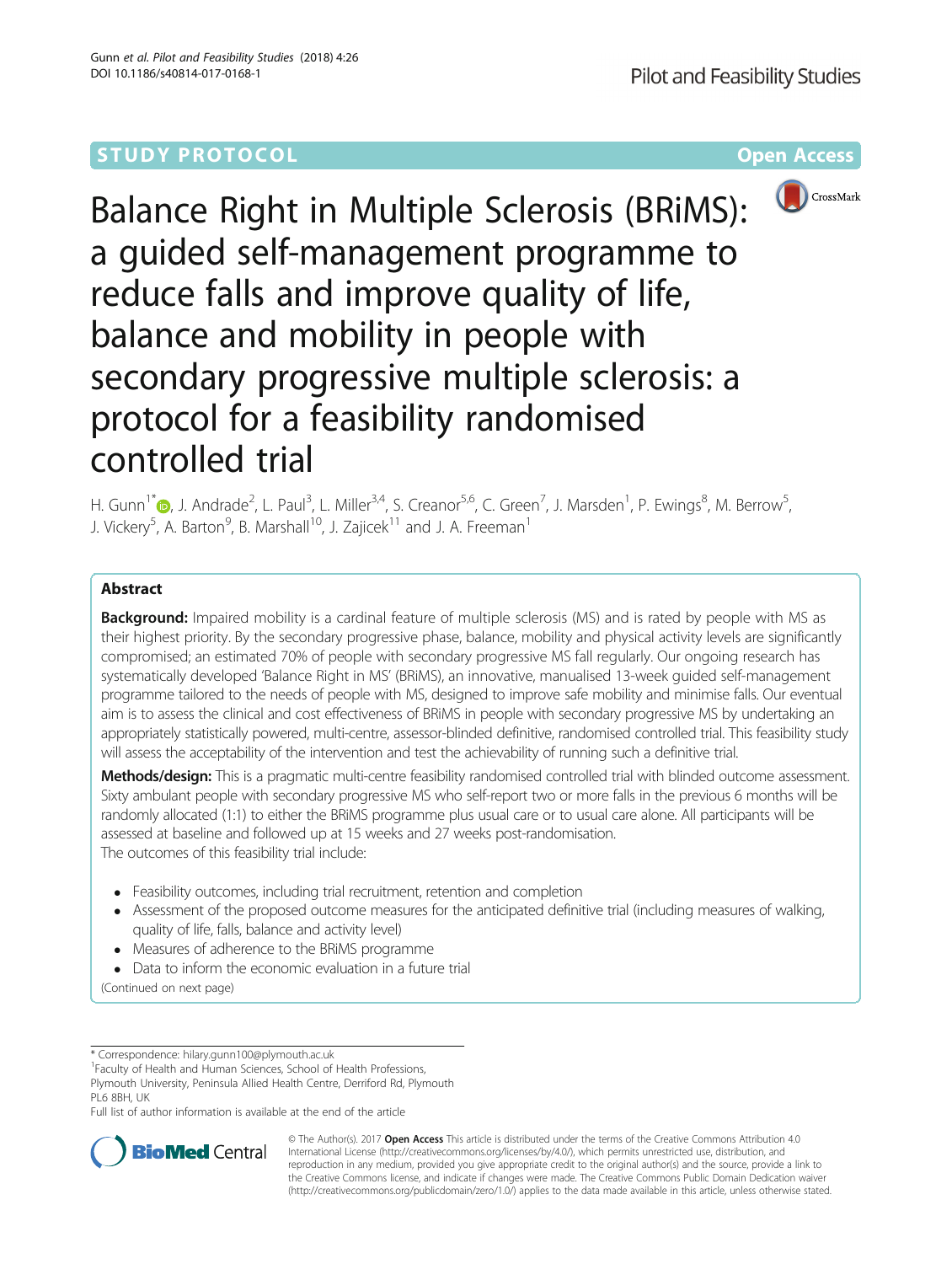STUDY PROTOCOL **Open Access**

# Balance Right in Multiple Sclerosis (BRiMS): a guided self-management programme to reduce falls and improve quality of life, balance and mobility in people with secondary progressive multiple sclerosis: a protocol for a feasibility randomised controlled trial

H. Gunn[1*], J. Andrade[2], L. Paul[3], L. Miller[3,4], S. Creanor[5,6], C. Green[7], J. Marsden[1], P. Ewings[8], M. Berrow[5], J. Vickery[5], A. Barton[9], B. Marshall[10], J. Zajicek[11] and J. A. Freeman[1]

## Abstract

**Background:** Impaired mobility is a cardinal feature of multiple sclerosis (MS) and is rated by people with MS as their highest priority. By the secondary progressive phase, balance, mobility and physical activity levels are significantly compromised; an estimated 70% of people with secondary progressive MS fall regularly. Our ongoing research has systematically developed 'Balance Right in MS' (BRiMS), an innovative, manualised 13-week guided self-management programme tailored to the needs of people with MS, designed to improve safe mobility and minimise falls. Our eventual aim is to assess the clinical and cost effectiveness of BRiMS in people with secondary progressive MS by undertaking an appropriately statistically powered, multi-centre, assessor-blinded definitive, randomised controlled trial. This feasibility study will assess the acceptability of the intervention and test the achievability of running such a definitive trial.

**Methods/design:** This is a pragmatic multi-centre feasibility randomised controlled trial with blinded outcome assessment. Sixty ambulant people with secondary progressive MS who self-report two or more falls in the previous 6 months will be randomly allocated (1:1) to either the BRiMS programme plus usual care or to usual care alone. All participants will be assessed at baseline and followed up at 15 weeks and 27 weeks post-randomisation.

The outcomes of this feasibility trial include:

- Feasibility outcomes, including trial recruitment, retention and completion
- Assessment of the proposed outcome measures for the anticipated definitive trial (including measures of walking, quality of life, falls, balance and activity level)
- Measures of adherence to the BRiMS programme
- Data to inform the economic evaluation in a future trial

(Continued on next page)

* Correspondence: hilary.gunn100@plymouth.ac.uk

[1]Faculty of Health and Human Sciences, School of Health Professions, Plymouth University, Peninsula Allied Health Centre, Derriford Rd, Plymouth PL6 8BH, UK

Full list of author information is available at the end of the article

© The Author(s). 2017 **Open Access** This article is distributed under the terms of the Creative Commons Attribution 4.0 International License (http://creativecommons.org/licenses/by/4.0/), which permits unrestricted use, distribution, and reproduction in any medium, provided you give appropriate credit to the original author(s) and the source, provide a link to the Creative Commons license, and indicate if changes were made. The Creative Commons Public Domain Dedication waiver (http://creativecommons.org/publicdomain/zero/1.0/) applies to the data made available in this article, unless otherwise stated.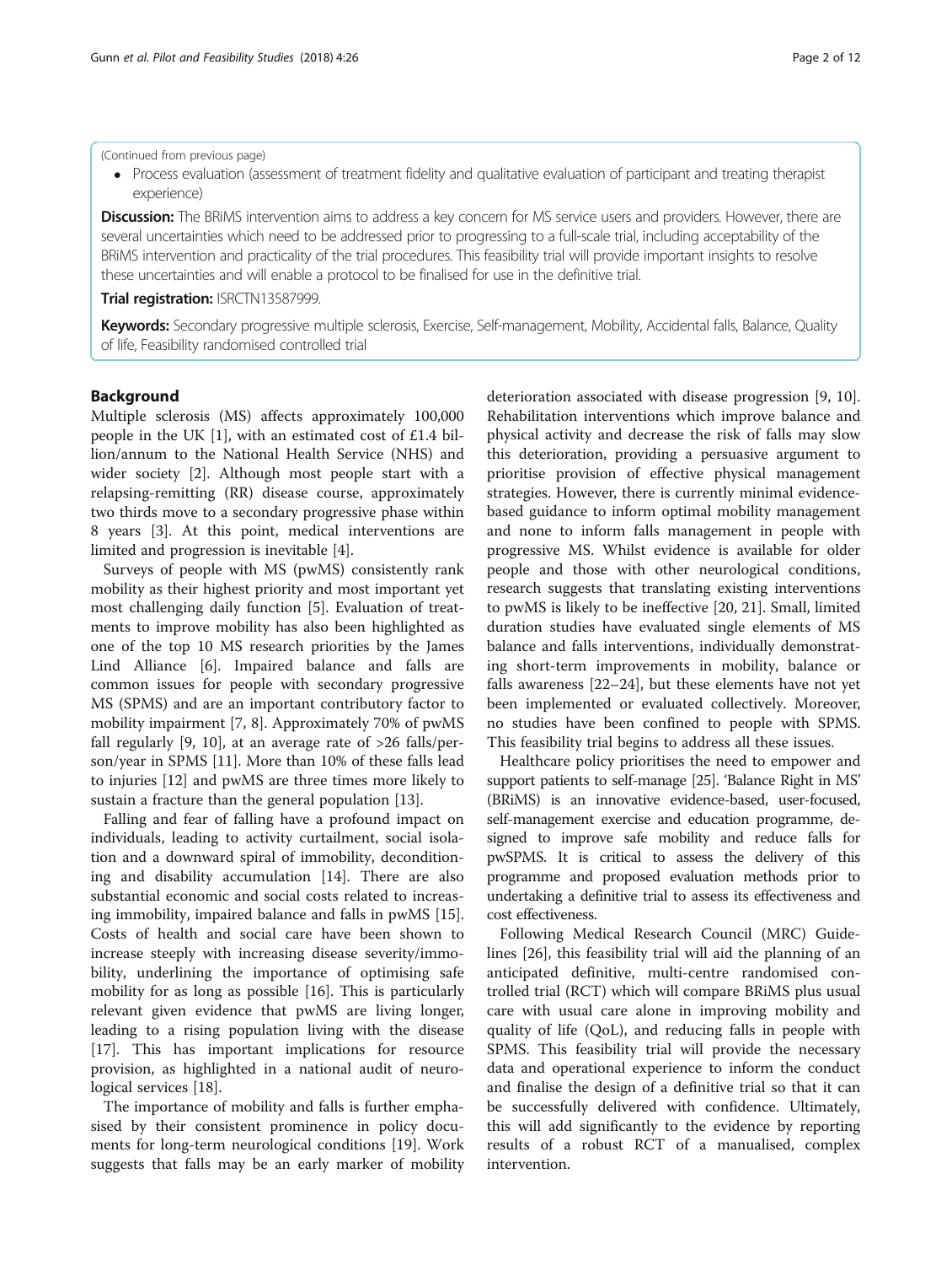(Continued from previous page)

- Process evaluation (assessment of treatment fidelity and qualitative evaluation of participant and treating therapist experience)

**Discussion:** The BRiMS intervention aims to address a key concern for MS service users and providers. However, there are several uncertainties which need to be addressed prior to progressing to a full-scale trial, including acceptability of the BRiMS intervention and practicality of the trial procedures. This feasibility trial will provide important insights to resolve these uncertainties and will enable a protocol to be finalised for use in the definitive trial.

**Trial registration:** ISRCTN13587999.

**Keywords:** Secondary progressive multiple sclerosis, Exercise, Self-management, Mobility, Accidental falls, Balance, Quality of life, Feasibility randomised controlled trial

## Background

Multiple sclerosis (MS) affects approximately 100,000 people in the UK [1], with an estimated cost of £1.4 billion/annum to the National Health Service (NHS) and wider society [2]. Although most people start with a relapsing-remitting (RR) disease course, approximately two thirds move to a secondary progressive phase within 8 years [3]. At this point, medical interventions are limited and progression is inevitable [4].

Surveys of people with MS (pwMS) consistently rank mobility as their highest priority and most important yet most challenging daily function [5]. Evaluation of treatments to improve mobility has also been highlighted as one of the top 10 MS research priorities by the James Lind Alliance [6]. Impaired balance and falls are common issues for people with secondary progressive MS (SPMS) and are an important contributory factor to mobility impairment [7, 8]. Approximately 70% of pwMS fall regularly [9, 10], at an average rate of >26 falls/person/year in SPMS [11]. More than 10% of these falls lead to injuries [12] and pwMS are three times more likely to sustain a fracture than the general population [13].

Falling and fear of falling have a profound impact on individuals, leading to activity curtailment, social isolation and a downward spiral of immobility, deconditioning and disability accumulation [14]. There are also substantial economic and social costs related to increasing immobility, impaired balance and falls in pwMS [15]. Costs of health and social care have been shown to increase steeply with increasing disease severity/immobility, underlining the importance of optimising safe mobility for as long as possible [16]. This is particularly relevant given evidence that pwMS are living longer, leading to a rising population living with the disease [17]. This has important implications for resource provision, as highlighted in a national audit of neurological services [18].

The importance of mobility and falls is further emphasised by their consistent prominence in policy documents for long-term neurological conditions [19]. Work suggests that falls may be an early marker of mobility deterioration associated with disease progression [9, 10]. Rehabilitation interventions which improve balance and physical activity and decrease the risk of falls may slow this deterioration, providing a persuasive argument to prioritise provision of effective physical management strategies. However, there is currently minimal evidence-based guidance to inform optimal mobility management and none to inform falls management in people with progressive MS. Whilst evidence is available for older people and those with other neurological conditions, research suggests that translating existing interventions to pwMS is likely to be ineffective [20, 21]. Small, limited duration studies have evaluated single elements of MS balance and falls interventions, individually demonstrating short-term improvements in mobility, balance or falls awareness [22–24], but these elements have not yet been implemented or evaluated collectively. Moreover, no studies have been confined to people with SPMS. This feasibility trial begins to address all these issues.

Healthcare policy prioritises the need to empower and support patients to self-manage [25]. 'Balance Right in MS' (BRiMS) is an innovative evidence-based, user-focused, self-management exercise and education programme, designed to improve safe mobility and reduce falls for pwSPMS. It is critical to assess the delivery of this programme and proposed evaluation methods prior to undertaking a definitive trial to assess its effectiveness and cost effectiveness.

Following Medical Research Council (MRC) Guidelines [26], this feasibility trial will aid the planning of an anticipated definitive, multi-centre randomised controlled trial (RCT) which will compare BRiMS plus usual care with usual care alone in improving mobility and quality of life (QoL), and reducing falls in people with SPMS. This feasibility trial will provide the necessary data and operational experience to inform the conduct and finalise the design of a definitive trial so that it can be successfully delivered with confidence. Ultimately, this will add significantly to the evidence by reporting results of a robust RCT of a manualised, complex intervention.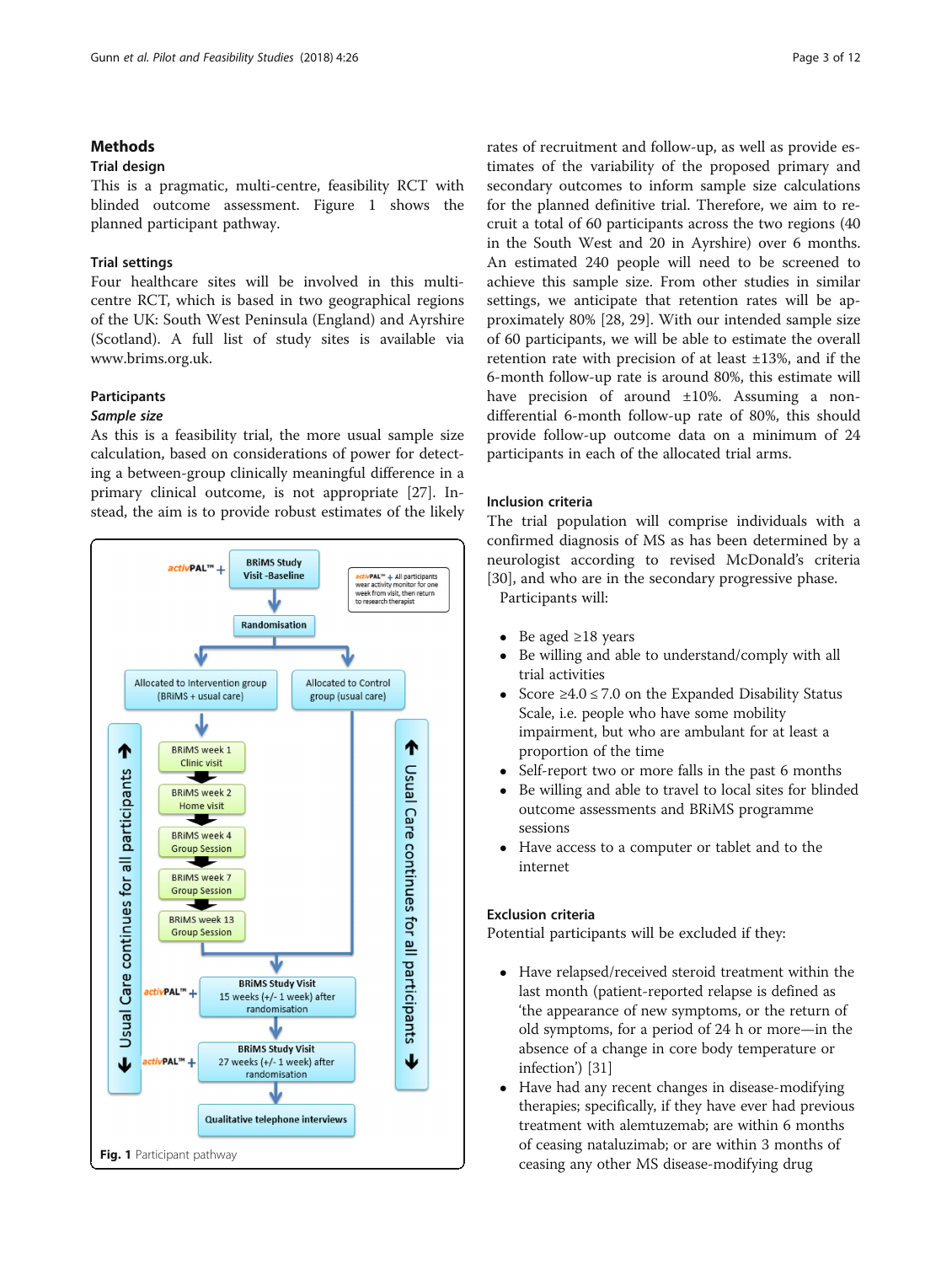## Methods

### Trial design

This is a pragmatic, multi-centre, feasibility RCT with blinded outcome assessment. Figure 1 shows the planned participant pathway.

### Trial settings

Four healthcare sites will be involved in this multi-centre RCT, which is based in two geographical regions of the UK: South West Peninsula (England) and Ayrshire (Scotland). A full list of study sites is available via www.brims.org.uk.

### Participants

#### *Sample size*

As this is a feasibility trial, the more usual sample size calculation, based on considerations of power for detecting a between-group clinically meaningful difference in a primary clinical outcome, is not appropriate [27]. Instead, the aim is to provide robust estimates of the likely rates of recruitment and follow-up, as well as provide estimates of the variability of the proposed primary and secondary outcomes to inform sample size calculations for the planned definitive trial. Therefore, we aim to recruit a total of 60 participants across the two regions (40 in the South West and 20 in Ayrshire) over 6 months. An estimated 240 people will need to be screened to achieve this sample size. From other studies in similar settings, we anticipate that retention rates will be approximately 80% [28, 29]. With our intended sample size of 60 participants, we will be able to estimate the overall retention rate with precision of at least ±13%, and if the 6-month follow-up rate is around 80%, this estimate will have precision of around ±10%. Assuming a non-differential 6-month follow-up rate of 80%, this should provide follow-up outcome data on a minimum of 24 participants in each of the allocated trial arms.

Fig. 1 Participant pathway

### Inclusion criteria

The trial population will comprise individuals with a confirmed diagnosis of MS as has been determined by a neurologist according to revised McDonald's criteria [30], and who are in the secondary progressive phase.

Participants will:

- Be aged ≥18 years
- Be willing and able to understand/comply with all trial activities
- Score ≥4.0 ≤ 7.0 on the Expanded Disability Status Scale, i.e. people who have some mobility impairment, but who are ambulant for at least a proportion of the time
- Self-report two or more falls in the past 6 months
- Be willing and able to travel to local sites for blinded outcome assessments and BRiMS programme sessions
- Have access to a computer or tablet and to the internet

### Exclusion criteria

Potential participants will be excluded if they:

- Have relapsed/received steroid treatment within the last month (patient-reported relapse is defined as 'the appearance of new symptoms, or the return of old symptoms, for a period of 24 h or more—in the absence of a change in core body temperature or infection') [31]
- Have had any recent changes in disease-modifying therapies; specifically, if they have ever had previous treatment with alemtuzemab; are within 6 months of ceasing nataluzimab; or are within 3 months of ceasing any other MS disease-modifying drug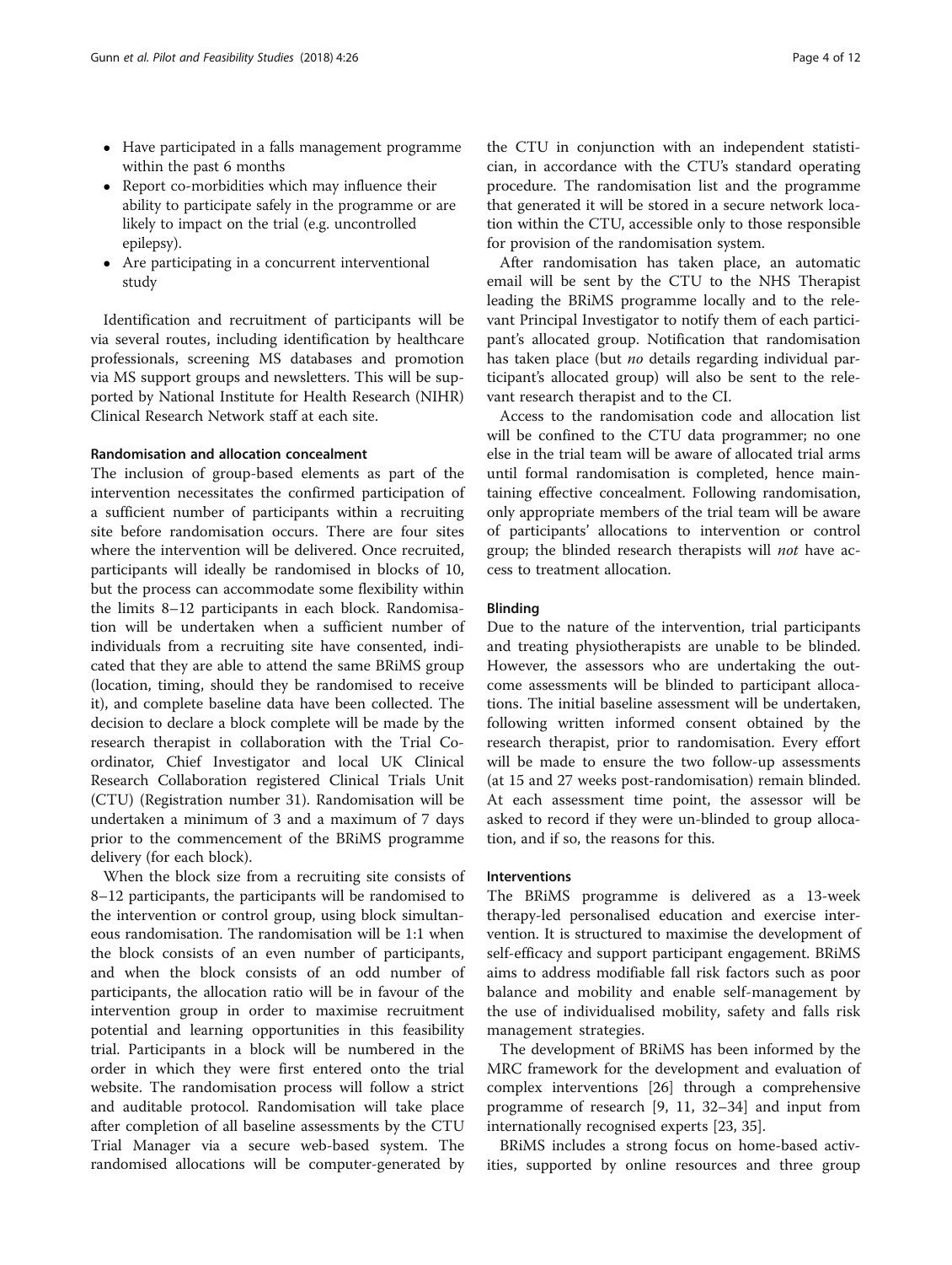- Have participated in a falls management programme within the past 6 months
- Report co-morbidities which may influence their ability to participate safely in the programme or are likely to impact on the trial (e.g. uncontrolled epilepsy).
- Are participating in a concurrent interventional study

Identification and recruitment of participants will be via several routes, including identification by healthcare professionals, screening MS databases and promotion via MS support groups and newsletters. This will be supported by National Institute for Health Research (NIHR) Clinical Research Network staff at each site.

### Randomisation and allocation concealment

The inclusion of group-based elements as part of the intervention necessitates the confirmed participation of a sufficient number of participants within a recruiting site before randomisation occurs. There are four sites where the intervention will be delivered. Once recruited, participants will ideally be randomised in blocks of 10, but the process can accommodate some flexibility within the limits 8–12 participants in each block. Randomisation will be undertaken when a sufficient number of individuals from a recruiting site have consented, indicated that they are able to attend the same BRiMS group (location, timing, should they be randomised to receive it), and complete baseline data have been collected. The decision to declare a block complete will be made by the research therapist in collaboration with the Trial Co-ordinator, Chief Investigator and local UK Clinical Research Collaboration registered Clinical Trials Unit (CTU) (Registration number 31). Randomisation will be undertaken a minimum of 3 and a maximum of 7 days prior to the commencement of the BRiMS programme delivery (for each block).

When the block size from a recruiting site consists of 8–12 participants, the participants will be randomised to the intervention or control group, using block simultaneous randomisation. The randomisation will be 1:1 when the block consists of an even number of participants, and when the block consists of an odd number of participants, the allocation ratio will be in favour of the intervention group in order to maximise recruitment potential and learning opportunities in this feasibility trial. Participants in a block will be numbered in the order in which they were first entered onto the trial website. The randomisation process will follow a strict and auditable protocol. Randomisation will take place after completion of all baseline assessments by the CTU Trial Manager via a secure web-based system. The randomised allocations will be computer-generated by the CTU in conjunction with an independent statistician, in accordance with the CTU's standard operating procedure. The randomisation list and the programme that generated it will be stored in a secure network location within the CTU, accessible only to those responsible for provision of the randomisation system.

After randomisation has taken place, an automatic email will be sent by the CTU to the NHS Therapist leading the BRiMS programme locally and to the relevant Principal Investigator to notify them of each participant's allocated group. Notification that randomisation has taken place (but *no* details regarding individual participant's allocated group) will also be sent to the relevant research therapist and to the CI.

Access to the randomisation code and allocation list will be confined to the CTU data programmer; no one else in the trial team will be aware of allocated trial arms until formal randomisation is completed, hence maintaining effective concealment. Following randomisation, only appropriate members of the trial team will be aware of participants' allocations to intervention or control group; the blinded research therapists will *not* have access to treatment allocation.

### Blinding

Due to the nature of the intervention, trial participants and treating physiotherapists are unable to be blinded. However, the assessors who are undertaking the outcome assessments will be blinded to participant allocations. The initial baseline assessment will be undertaken, following written informed consent obtained by the research therapist, prior to randomisation. Every effort will be made to ensure the two follow-up assessments (at 15 and 27 weeks post-randomisation) remain blinded. At each assessment time point, the assessor will be asked to record if they were un-blinded to group allocation, and if so, the reasons for this.

### Interventions

The BRiMS programme is delivered as a 13-week therapy-led personalised education and exercise intervention. It is structured to maximise the development of self-efficacy and support participant engagement. BRiMS aims to address modifiable fall risk factors such as poor balance and mobility and enable self-management by the use of individualised mobility, safety and falls risk management strategies.

The development of BRiMS has been informed by the MRC framework for the development and evaluation of complex interventions [26] through a comprehensive programme of research [9, 11, 32–34] and input from internationally recognised experts [23, 35].

BRiMS includes a strong focus on home-based activities, supported by online resources and three group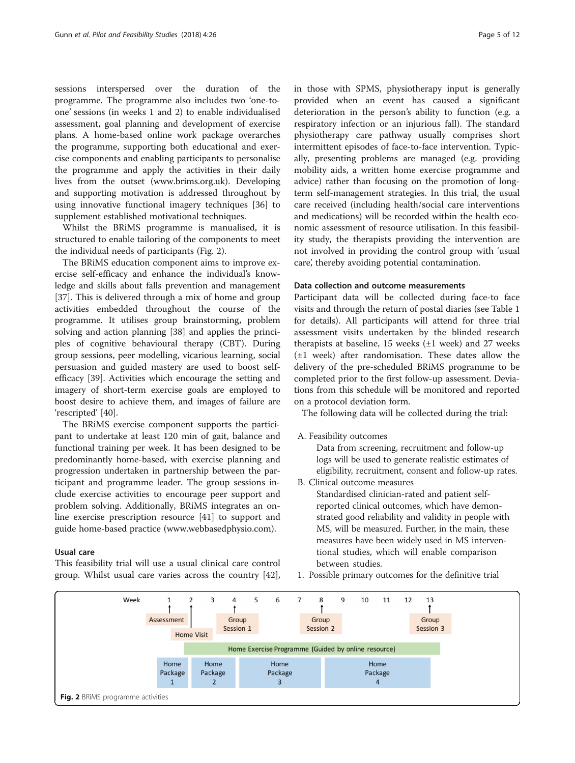sessions interspersed over the duration of the programme. The programme also includes two 'one-to-one' sessions (in weeks 1 and 2) to enable individualised assessment, goal planning and development of exercise plans. A home-based online work package overarches the programme, supporting both educational and exercise components and enabling participants to personalise the programme and apply the activities in their daily lives from the outset (www.brims.org.uk). Developing and supporting motivation is addressed throughout by using innovative functional imagery techniques [36] to supplement established motivational techniques.

Whilst the BRiMS programme is manualised, it is structured to enable tailoring of the components to meet the individual needs of participants (Fig. 2).

The BRiMS education component aims to improve exercise self-efficacy and enhance the individual's knowledge and skills about falls prevention and management [37]. This is delivered through a mix of home and group activities embedded throughout the course of the programme. It utilises group brainstorming, problem solving and action planning [38] and applies the principles of cognitive behavioural therapy (CBT). During group sessions, peer modelling, vicarious learning, social persuasion and guided mastery are used to boost self-efficacy [39]. Activities which encourage the setting and imagery of short-term exercise goals are employed to boost desire to achieve them, and images of failure are 'rescripted' [40].

The BRiMS exercise component supports the participant to undertake at least 120 min of gait, balance and functional training per week. It has been designed to be predominantly home-based, with exercise planning and progression undertaken in partnership between the participant and programme leader. The group sessions include exercise activities to encourage peer support and problem solving. Additionally, BRiMS integrates an online exercise prescription resource [41] to support and guide home-based practice (www.webbasedphysio.com).

### Usual care

This feasibility trial will use a usual clinical care control group. Whilst usual care varies across the country [42], in those with SPMS, physiotherapy input is generally provided when an event has caused a significant deterioration in the person's ability to function (e.g. a respiratory infection or an injurious fall). The standard physiotherapy care pathway usually comprises short intermittent episodes of face-to-face intervention. Typically, presenting problems are managed (e.g. providing mobility aids, a written home exercise programme and advice) rather than focusing on the promotion of long-term self-management strategies. In this trial, the usual care received (including health/social care interventions and medications) will be recorded within the health economic assessment of resource utilisation. In this feasibility study, the therapists providing the intervention are not involved in providing the control group with 'usual care', thereby avoiding potential contamination.

### Data collection and outcome measurements

Participant data will be collected during face-to face visits and through the return of postal diaries (see Table 1 for details). All participants will attend for three trial assessment visits undertaken by the blinded research therapists at baseline, 15 weeks (±1 week) and 27 weeks (±1 week) after randomisation. These dates allow the delivery of the pre-scheduled BRiMS programme to be completed prior to the first follow-up assessment. Deviations from this schedule will be monitored and reported on a protocol deviation form.

The following data will be collected during the trial:

A. Feasibility outcomes

   Data from screening, recruitment and follow-up logs will be used to generate realistic estimates of eligibility, recruitment, consent and follow-up rates.

B. Clinical outcome measures

   Standardised clinician-rated and patient self-reported clinical outcomes, which have demonstrated good reliability and validity in people with MS, will be measured. Further, in the main, these measures have been widely used in MS interventional studies, which will enable comparison between studies.

1. Possible primary outcomes for the definitive trial

| Week | 1 | 2 | 3 | 4 | 5 | 6 | 7 | 8 | 9 | 10 | 11 | 12 | 13 |
|---|---|---|---|---|---|---|---|---|---|---|---|---|---|
| Sessions | Assessment | Home Visit | | Group Session 1 | | | | Group Session 2 | | | | | Group Session 3 |
| Home Exercise Programme (Guided by online resource) | | Weeks 2–13 | | | | | | | | | | | |
| Home packages | Home Package 1 | Home Package 2 | | Home Package 3 | | | | Home Package 4 | | | | | |

**Fig. 2** BRiMS programme activities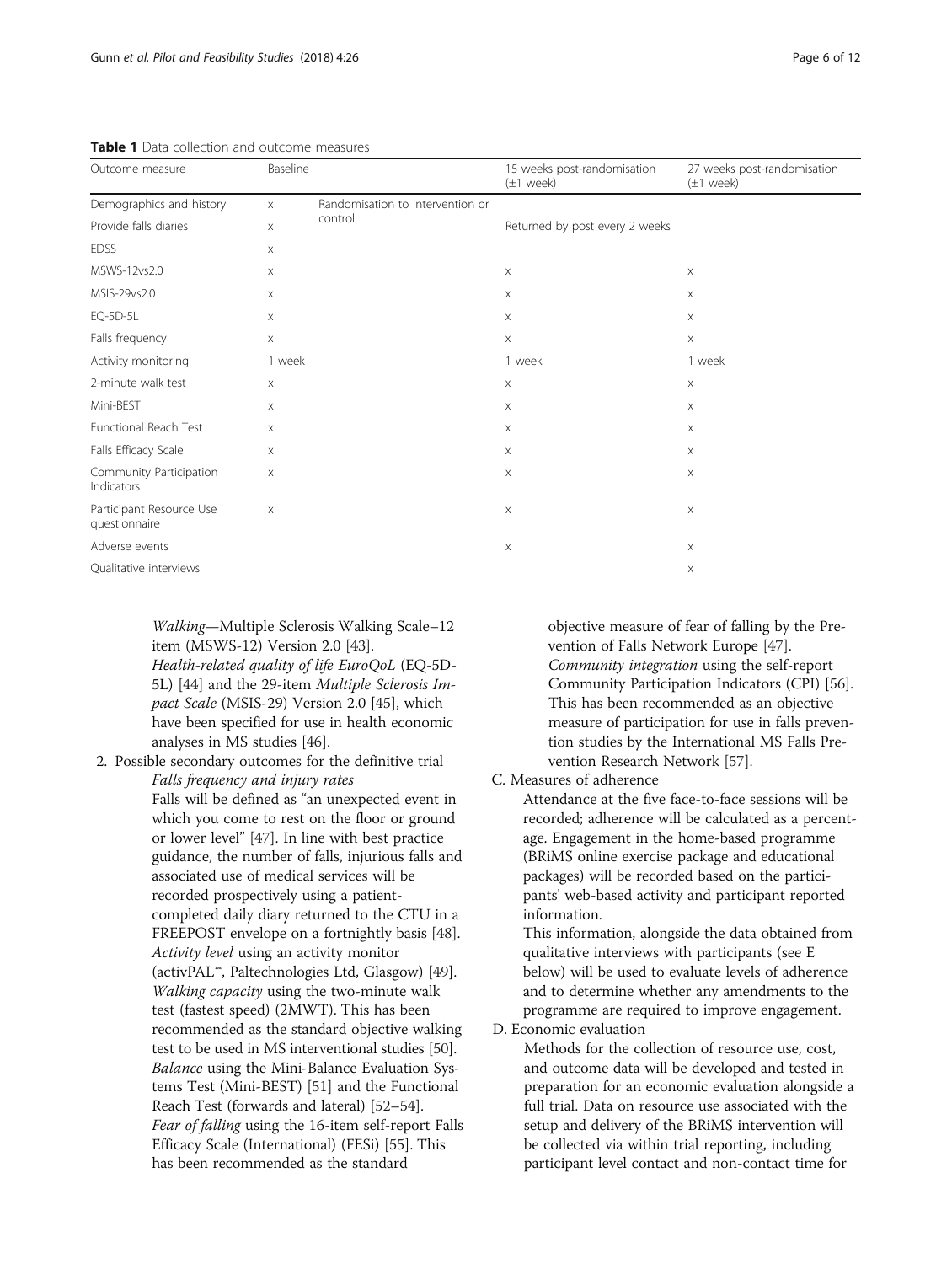**Table 1** Data collection and outcome measures

| Outcome measure | Baseline | | 15 weeks post-randomisation (±1 week) | 27 weeks post-randomisation (±1 week) |
|---|---|---|---|---|
| Demographics and history | x | Randomisation to intervention or control | | |
| Provide falls diaries | x | | Returned by post every 2 weeks | |
| EDSS | x | | | |
| MSWS-12vs2.0 | x | | x | x |
| MSIS-29vs2.0 | x | | x | x |
| EQ-5D-5L | x | | x | x |
| Falls frequency | x | | x | x |
| Activity monitoring | 1 week | | 1 week | 1 week |
| 2-minute walk test | x | | x | x |
| Mini-BEST | x | | x | x |
| Functional Reach Test | x | | x | x |
| Falls Efficacy Scale | x | | x | x |
| Community Participation Indicators | x | | x | x |
| Participant Resource Use questionnaire | x | | x | x |
| Adverse events | | | x | x |
| Qualitative interviews | | | | x |

*Walking*—Multiple Sclerosis Walking Scale–12 item (MSWS-12) Version 2.0 [43].

*Health-related quality of life EuroQoL* (EQ-5D-5L) [44] and the 29-item *Multiple Sclerosis Impact Scale* (MSIS-29) Version 2.0 [45], which have been specified for use in health economic analyses in MS studies [46].

2. Possible secondary outcomes for the definitive trial

*Falls frequency and injury rates*

Falls will be defined as "an unexpected event in which you come to rest on the floor or ground or lower level" [47]. In line with best practice guidance, the number of falls, injurious falls and associated use of medical services will be recorded prospectively using a patient-completed daily diary returned to the CTU in a FREEPOST envelope on a fortnightly basis [48].

*Activity level* using an activity monitor (activPAL™, Paltechnologies Ltd, Glasgow) [49].

*Walking capacity* using the two-minute walk test (fastest speed) (2MWT). This has been recommended as the standard objective walking test to be used in MS interventional studies [50].

*Balance* using the Mini-Balance Evaluation Systems Test (Mini-BEST) [51] and the Functional Reach Test (forwards and lateral) [52–54].

*Fear of falling* using the 16-item self-report Falls Efficacy Scale (International) (FESi) [55]. This has been recommended as the standard objective measure of fear of falling by the Prevention of Falls Network Europe [47].

*Community integration* using the self-report Community Participation Indicators (CPI) [56]. This has been recommended as an objective measure of participation for use in falls prevention studies by the International MS Falls Prevention Research Network [57].

C. Measures of adherence

Attendance at the five face-to-face sessions will be recorded; adherence will be calculated as a percentage. Engagement in the home-based programme (BRiMS online exercise package and educational packages) will be recorded based on the participants' web-based activity and participant reported information.

This information, alongside the data obtained from qualitative interviews with participants (see E below) will be used to evaluate levels of adherence and to determine whether any amendments to the programme are required to improve engagement.

D. Economic evaluation

Methods for the collection of resource use, cost, and outcome data will be developed and tested in preparation for an economic evaluation alongside a full trial. Data on resource use associated with the setup and delivery of the BRiMS intervention will be collected via within trial reporting, including participant level contact and non-contact time for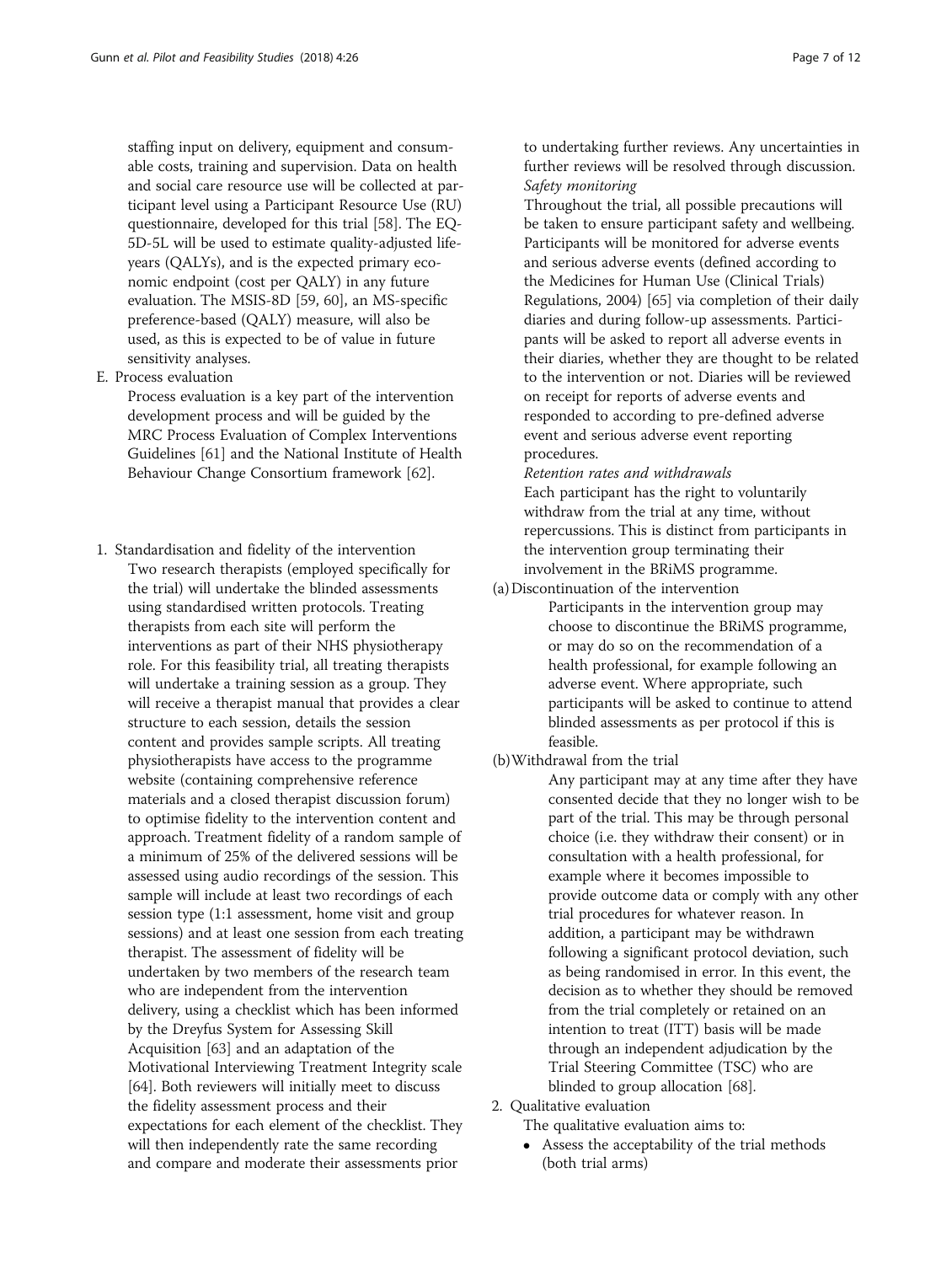staffing input on delivery, equipment and consumable costs, training and supervision. Data on health and social care resource use will be collected at participant level using a Participant Resource Use (RU) questionnaire, developed for this trial [58]. The EQ-5D-5L will be used to estimate quality-adjusted life-years (QALYs), and is the expected primary economic endpoint (cost per QALY) in any future evaluation. The MSIS-8D [59, 60], an MS-specific preference-based (QALY) measure, will also be used, as this is expected to be of value in future sensitivity analyses.

E. Process evaluation

Process evaluation is a key part of the intervention development process and will be guided by the MRC Process Evaluation of Complex Interventions Guidelines [61] and the National Institute of Health Behaviour Change Consortium framework [62].

1. Standardisation and fidelity of the intervention

Two research therapists (employed specifically for the trial) will undertake the blinded assessments using standardised written protocols. Treating therapists from each site will perform the interventions as part of their NHS physiotherapy role. For this feasibility trial, all treating therapists will undertake a training session as a group. They will receive a therapist manual that provides a clear structure to each session, details the session content and provides sample scripts. All treating physiotherapists have access to the programme website (containing comprehensive reference materials and a closed therapist discussion forum) to optimise fidelity to the intervention content and approach. Treatment fidelity of a random sample of a minimum of 25% of the delivered sessions will be assessed using audio recordings of the session. This sample will include at least two recordings of each session type (1:1 assessment, home visit and group sessions) and at least one session from each treating therapist. The assessment of fidelity will be undertaken by two members of the research team who are independent from the intervention delivery, using a checklist which has been informed by the Dreyfus System for Assessing Skill Acquisition [63] and an adaptation of the Motivational Interviewing Treatment Integrity scale [64]. Both reviewers will initially meet to discuss the fidelity assessment process and their expectations for each element of the checklist. They will then independently rate the same recording and compare and moderate their assessments prior to undertaking further reviews. Any uncertainties in further reviews will be resolved through discussion.

*Safety monitoring*

Throughout the trial, all possible precautions will be taken to ensure participant safety and wellbeing. Participants will be monitored for adverse events and serious adverse events (defined according to the Medicines for Human Use (Clinical Trials) Regulations, 2004) [65] via completion of their daily diaries and during follow-up assessments. Participants will be asked to report all adverse events in their diaries, whether they are thought to be related to the intervention or not. Diaries will be reviewed on receipt for reports of adverse events and responded to according to pre-defined adverse event and serious adverse event reporting procedures.

*Retention rates and withdrawals*

Each participant has the right to voluntarily withdraw from the trial at any time, without repercussions. This is distinct from participants in the intervention group terminating their involvement in the BRiMS programme.

(a) Discontinuation of the intervention

Participants in the intervention group may choose to discontinue the BRiMS programme, or may do so on the recommendation of a health professional, for example following an adverse event. Where appropriate, such participants will be asked to continue to attend blinded assessments as per protocol if this is feasible.

(b) Withdrawal from the trial

Any participant may at any time after they have consented decide that they no longer wish to be part of the trial. This may be through personal choice (i.e. they withdraw their consent) or in consultation with a health professional, for example where it becomes impossible to provide outcome data or comply with any other trial procedures for whatever reason. In addition, a participant may be withdrawn following a significant protocol deviation, such as being randomised in error. In this event, the decision as to whether they should be removed from the trial completely or retained on an intention to treat (ITT) basis will be made through an independent adjudication by the Trial Steering Committee (TSC) who are blinded to group allocation [68].

2. Qualitative evaluation

The qualitative evaluation aims to:

- Assess the acceptability of the trial methods (both trial arms)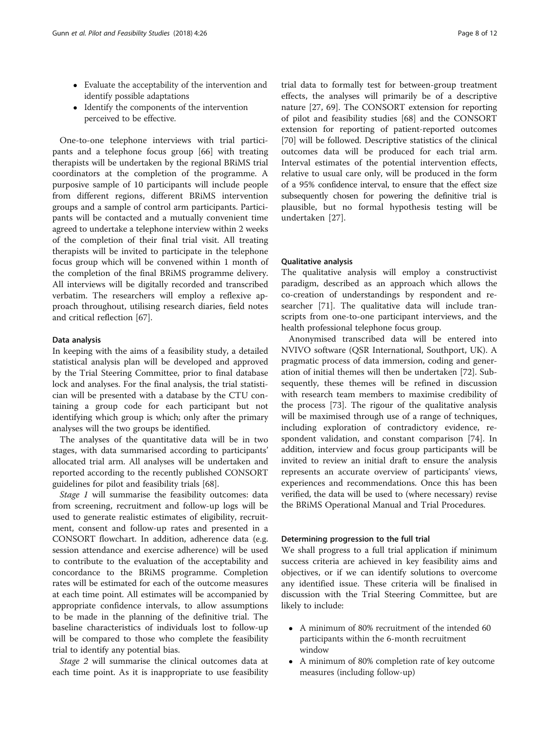- Evaluate the acceptability of the intervention and identify possible adaptations
- Identify the components of the intervention perceived to be effective.

One-to-one telephone interviews with trial participants and a telephone focus group [66] with treating therapists will be undertaken by the regional BRiMS trial coordinators at the completion of the programme. A purposive sample of 10 participants will include people from different regions, different BRiMS intervention groups and a sample of control arm participants. Participants will be contacted and a mutually convenient time agreed to undertake a telephone interview within 2 weeks of the completion of their final trial visit. All treating therapists will be invited to participate in the telephone focus group which will be convened within 1 month of the completion of the final BRiMS programme delivery. All interviews will be digitally recorded and transcribed verbatim. The researchers will employ a reflexive approach throughout, utilising research diaries, field notes and critical reflection [67].

#### Data analysis

In keeping with the aims of a feasibility study, a detailed statistical analysis plan will be developed and approved by the Trial Steering Committee, prior to final database lock and analyses. For the final analysis, the trial statistician will be presented with a database by the CTU containing a group code for each participant but not identifying which group is which; only after the primary analyses will the two groups be identified.

The analyses of the quantitative data will be in two stages, with data summarised according to participants' allocated trial arm. All analyses will be undertaken and reported according to the recently published CONSORT guidelines for pilot and feasibility trials [68].

*Stage 1* will summarise the feasibility outcomes: data from screening, recruitment and follow-up logs will be used to generate realistic estimates of eligibility, recruitment, consent and follow-up rates and presented in a CONSORT flowchart. In addition, adherence data (e.g. session attendance and exercise adherence) will be used to contribute to the evaluation of the acceptability and concordance to the BRiMS programme. Completion rates will be estimated for each of the outcome measures at each time point. All estimates will be accompanied by appropriate confidence intervals, to allow assumptions to be made in the planning of the definitive trial. The baseline characteristics of individuals lost to follow-up will be compared to those who complete the feasibility trial to identify any potential bias.

*Stage 2* will summarise the clinical outcomes data at each time point. As it is inappropriate to use feasibility trial data to formally test for between-group treatment effects, the analyses will primarily be of a descriptive nature [27, 69]. The CONSORT extension for reporting of pilot and feasibility studies [68] and the CONSORT extension for reporting of patient-reported outcomes [70] will be followed. Descriptive statistics of the clinical outcomes data will be produced for each trial arm. Interval estimates of the potential intervention effects, relative to usual care only, will be produced in the form of a 95% confidence interval, to ensure that the effect size subsequently chosen for powering the definitive trial is plausible, but no formal hypothesis testing will be undertaken [27].

#### Qualitative analysis

The qualitative analysis will employ a constructivist paradigm, described as an approach which allows the co-creation of understandings by respondent and researcher [71]. The qualitative data will include transcripts from one-to-one participant interviews, and the health professional telephone focus group.

Anonymised transcribed data will be entered into NVIVO software (QSR International, Southport, UK). A pragmatic process of data immersion, coding and generation of initial themes will then be undertaken [72]. Subsequently, these themes will be refined in discussion with research team members to maximise credibility of the process [73]. The rigour of the qualitative analysis will be maximised through use of a range of techniques, including exploration of contradictory evidence, respondent validation, and constant comparison [74]. In addition, interview and focus group participants will be invited to review an initial draft to ensure the analysis represents an accurate overview of participants' views, experiences and recommendations. Once this has been verified, the data will be used to (where necessary) revise the BRiMS Operational Manual and Trial Procedures.

#### Determining progression to the full trial

We shall progress to a full trial application if minimum success criteria are achieved in key feasibility aims and objectives, or if we can identify solutions to overcome any identified issue. These criteria will be finalised in discussion with the Trial Steering Committee, but are likely to include:

- A minimum of 80% recruitment of the intended 60 participants within the 6-month recruitment window
- A minimum of 80% completion rate of key outcome measures (including follow-up)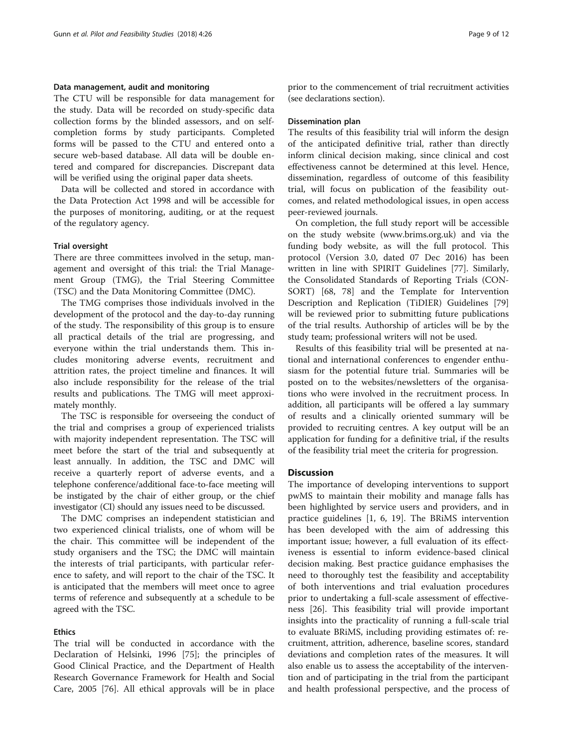### Data management, audit and monitoring

The CTU will be responsible for data management for the study. Data will be recorded on study-specific data collection forms by the blinded assessors, and on self-completion forms by study participants. Completed forms will be passed to the CTU and entered onto a secure web-based database. All data will be double entered and compared for discrepancies. Discrepant data will be verified using the original paper data sheets.

Data will be collected and stored in accordance with the Data Protection Act 1998 and will be accessible for the purposes of monitoring, auditing, or at the request of the regulatory agency.

### Trial oversight

There are three committees involved in the setup, management and oversight of this trial: the Trial Management Group (TMG), the Trial Steering Committee (TSC) and the Data Monitoring Committee (DMC).

The TMG comprises those individuals involved in the development of the protocol and the day-to-day running of the study. The responsibility of this group is to ensure all practical details of the trial are progressing, and everyone within the trial understands them. This includes monitoring adverse events, recruitment and attrition rates, the project timeline and finances. It will also include responsibility for the release of the trial results and publications. The TMG will meet approximately monthly.

The TSC is responsible for overseeing the conduct of the trial and comprises a group of experienced trialists with majority independent representation. The TSC will meet before the start of the trial and subsequently at least annually. In addition, the TSC and DMC will receive a quarterly report of adverse events, and a telephone conference/additional face-to-face meeting will be instigated by the chair of either group, or the chief investigator (CI) should any issues need to be discussed.

The DMC comprises an independent statistician and two experienced clinical trialists, one of whom will be the chair. This committee will be independent of the study organisers and the TSC; the DMC will maintain the interests of trial participants, with particular reference to safety, and will report to the chair of the TSC. It is anticipated that the members will meet once to agree terms of reference and subsequently at a schedule to be agreed with the TSC.

### Ethics

The trial will be conducted in accordance with the Declaration of Helsinki, 1996 [75]; the principles of Good Clinical Practice, and the Department of Health Research Governance Framework for Health and Social Care, 2005 [76]. All ethical approvals will be in place prior to the commencement of trial recruitment activities (see declarations section).

### Dissemination plan

The results of this feasibility trial will inform the design of the anticipated definitive trial, rather than directly inform clinical decision making, since clinical and cost effectiveness cannot be determined at this level. Hence, dissemination, regardless of outcome of this feasibility trial, will focus on publication of the feasibility outcomes, and related methodological issues, in open access peer-reviewed journals.

On completion, the full study report will be accessible on the study website (www.brims.org.uk) and via the funding body website, as will the full protocol. This protocol (Version 3.0, dated 07 Dec 2016) has been written in line with SPIRIT Guidelines [77]. Similarly, the Consolidated Standards of Reporting Trials (CONSORT) [68, 78] and the Template for Intervention Description and Replication (TiDIER) Guidelines [79] will be reviewed prior to submitting future publications of the trial results. Authorship of articles will be by the study team; professional writers will not be used.

Results of this feasibility trial will be presented at national and international conferences to engender enthusiasm for the potential future trial. Summaries will be posted on to the websites/newsletters of the organisations who were involved in the recruitment process. In addition, all participants will be offered a lay summary of results and a clinically oriented summary will be provided to recruiting centres. A key output will be an application for funding for a definitive trial, if the results of the feasibility trial meet the criteria for progression.

## Discussion

The importance of developing interventions to support pwMS to maintain their mobility and manage falls has been highlighted by service users and providers, and in practice guidelines [1, 6, 19]. The BRiMS intervention has been developed with the aim of addressing this important issue; however, a full evaluation of its effectiveness is essential to inform evidence-based clinical decision making. Best practice guidance emphasises the need to thoroughly test the feasibility and acceptability of both interventions and trial evaluation procedures prior to undertaking a full-scale assessment of effectiveness [26]. This feasibility trial will provide important insights into the practicality of running a full-scale trial to evaluate BRiMS, including providing estimates of: recruitment, attrition, adherence, baseline scores, standard deviations and completion rates of the measures. It will also enable us to assess the acceptability of the intervention and of participating in the trial from the participant and health professional perspective, and the process of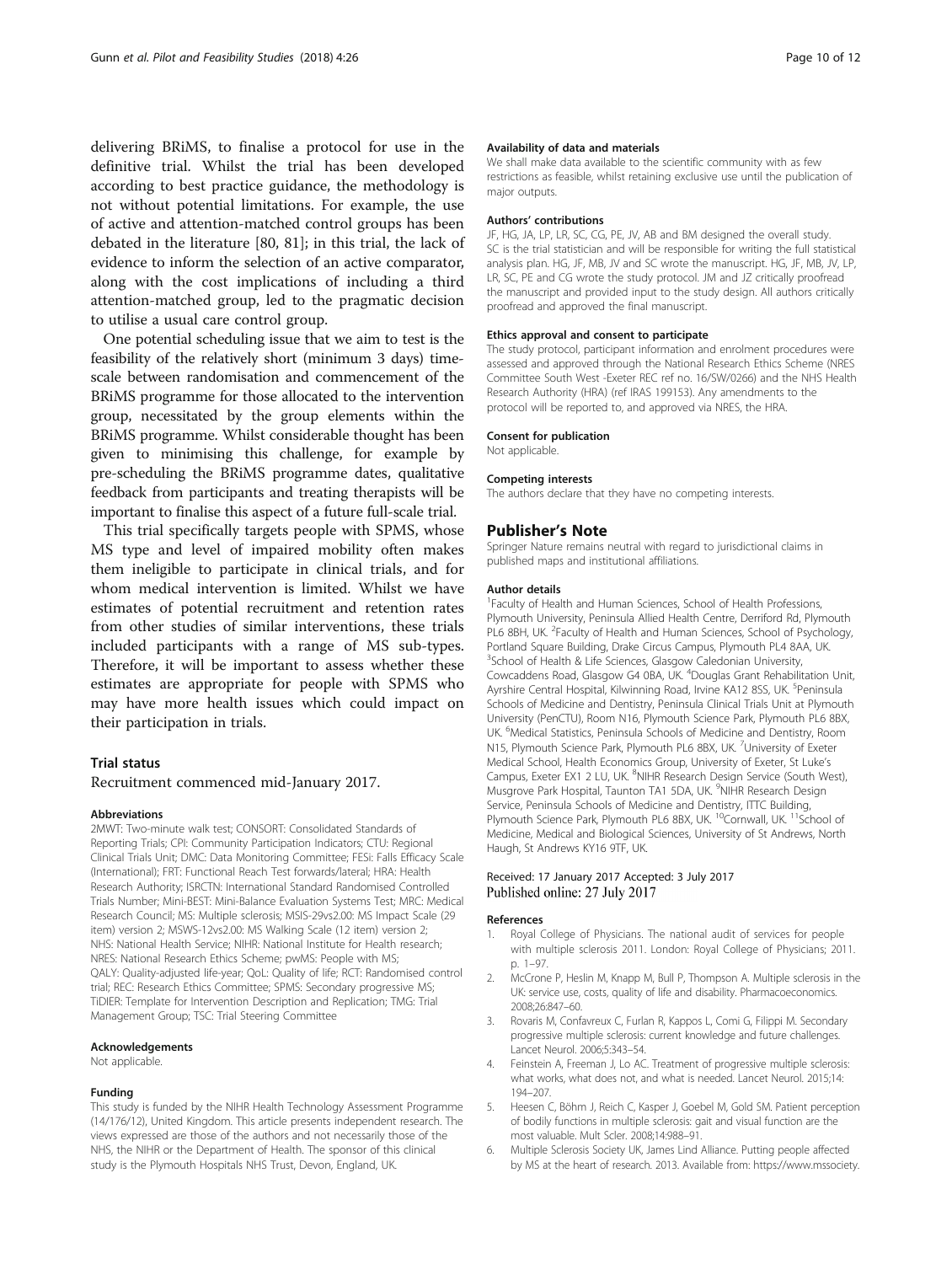delivering BRiMS, to finalise a protocol for use in the definitive trial. Whilst the trial has been developed according to best practice guidance, the methodology is not without potential limitations. For example, the use of active and attention-matched control groups has been debated in the literature [80, 81]; in this trial, the lack of evidence to inform the selection of an active comparator, along with the cost implications of including a third attention-matched group, led to the pragmatic decision to utilise a usual care control group.

One potential scheduling issue that we aim to test is the feasibility of the relatively short (minimum 3 days) timescale between randomisation and commencement of the BRiMS programme for those allocated to the intervention group, necessitated by the group elements within the BRiMS programme. Whilst considerable thought has been given to minimising this challenge, for example by pre-scheduling the BRiMS programme dates, qualitative feedback from participants and treating therapists will be important to finalise this aspect of a future full-scale trial.

This trial specifically targets people with SPMS, whose MS type and level of impaired mobility often makes them ineligible to participate in clinical trials, and for whom medical intervention is limited. Whilst we have estimates of potential recruitment and retention rates from other studies of similar interventions, these trials included participants with a range of MS sub-types. Therefore, it will be important to assess whether these estimates are appropriate for people with SPMS who may have more health issues which could impact on their participation in trials.

## Trial status

Recruitment commenced mid-January 2017.

### Abbreviations

2MWT: Two-minute walk test; CONSORT: Consolidated Standards of Reporting Trials; CPI: Community Participation Indicators; CTU: Regional Clinical Trials Unit; DMC: Data Monitoring Committee; FESi: Falls Efficacy Scale (International); FRT: Functional Reach Test forwards/lateral; HRA: Health Research Authority; ISRCTN: International Standard Randomised Controlled Trials Number; Mini-BEST: Mini-Balance Evaluation Systems Test; MRC: Medical Research Council; MS: Multiple sclerosis; MSIS-29vs2.00: MS Impact Scale (29 item) version 2; MSWS-12vs2.00: MS Walking Scale (12 item) version 2; NHS: National Health Service; NIHR: National Institute for Health research; NRES: National Research Ethics Scheme; pwMS: People with MS; QALY: Quality-adjusted life-year; QoL: Quality of life; RCT: Randomised control trial; REC: Research Ethics Committee; SPMS: Secondary progressive MS; TiDIER: Template for Intervention Description and Replication; TMG: Trial Management Group; TSC: Trial Steering Committee

### Acknowledgements

Not applicable.

### Funding

This study is funded by the NIHR Health Technology Assessment Programme (14/176/12), United Kingdom. This article presents independent research. The views expressed are those of the authors and not necessarily those of the NHS, the NIHR or the Department of Health. The sponsor of this clinical study is the Plymouth Hospitals NHS Trust, Devon, England, UK.

### Availability of data and materials

We shall make data available to the scientific community with as few restrictions as feasible, whilst retaining exclusive use until the publication of major outputs.

### Authors' contributions

JF, HG, JA, LP, LR, SC, CG, PE, JV, AB and BM designed the overall study. SC is the trial statistician and will be responsible for writing the full statistical analysis plan. HG, JF, MB, JV and SC wrote the manuscript. HG, JF, MB, JV, LP, LR, SC, PE and CG wrote the study protocol. JM and JZ critically proofread the manuscript and provided input to the study design. All authors critically proofread and approved the final manuscript.

### Ethics approval and consent to participate

The study protocol, participant information and enrolment procedures were assessed and approved through the National Research Ethics Scheme (NRES Committee South West -Exeter REC ref no. 16/SW/0266) and the NHS Health Research Authority (HRA) (ref IRAS 199153). Any amendments to the protocol will be reported to, and approved via NRES, the HRA.

### Consent for publication

Not applicable.

### Competing interests

The authors declare that they have no competing interests.

## Publisher's Note

Springer Nature remains neutral with regard to jurisdictional claims in published maps and institutional affiliations.

### Author details

[1]Faculty of Health and Human Sciences, School of Health Professions, Plymouth University, Peninsula Allied Health Centre, Derriford Rd, Plymouth PL6 8BH, UK. [2]Faculty of Health and Human Sciences, School of Psychology, Portland Square Building, Drake Circus Campus, Plymouth PL4 8AA, UK. [3]School of Health & Life Sciences, Glasgow Caledonian University, Cowcaddens Road, Glasgow G4 0BA, UK. [4]Douglas Grant Rehabilitation Unit, Ayrshire Central Hospital, Kilwinning Road, Irvine KA12 8SS, UK. [5]Peninsula Schools of Medicine and Dentistry, Peninsula Clinical Trials Unit at Plymouth University (PenCTU), Room N16, Plymouth Science Park, Plymouth PL6 8BX, UK. [6]Medical Statistics, Peninsula Schools of Medicine and Dentistry, Room N15, Plymouth Science Park, Plymouth PL6 8BX, UK. [7]University of Exeter Medical School, Health Economics Group, University of Exeter, St Luke's Campus, Exeter EX1 2 LU, UK. [8]NIHR Research Design Service (South West), Musgrove Park Hospital, Taunton TA1 5DA, UK. [9]NIHR Research Design Service, Peninsula Schools of Medicine and Dentistry, ITTC Building, Plymouth Science Park, Plymouth PL6 8BX, UK. [10]Cornwall, UK. [11]School of Medicine, Medical and Biological Sciences, University of St Andrews, North Haugh, St Andrews KY16 9TF, UK.

Received: 17 January 2017 Accepted: 3 July 2017
Published online: 27 July 2017

### References

1. Royal College of Physicians. The national audit of services for people with multiple sclerosis 2011. London: Royal College of Physicians; 2011. p. 1–97.
2. McCrone P, Heslin M, Knapp M, Bull P, Thompson A. Multiple sclerosis in the UK: service use, costs, quality of life and disability. Pharmacoeconomics. 2008;26:847–60.
3. Rovaris M, Confavreux C, Furlan R, Kappos L, Comi G, Filippi M. Secondary progressive multiple sclerosis: current knowledge and future challenges. Lancet Neurol. 2006;5:343–54.
4. Feinstein A, Freeman J, Lo AC. Treatment of progressive multiple sclerosis: what works, what does not, and what is needed. Lancet Neurol. 2015;14: 194–207.
5. Heesen C, Böhm J, Reich C, Kasper J, Goebel M, Gold SM. Patient perception of bodily functions in multiple sclerosis: gait and visual function are the most valuable. Mult Scler. 2008;14:988–91.
6. Multiple Sclerosis Society UK, James Lind Alliance. Putting people affected by MS at the heart of research. 2013. Available from: https://www.mssociety.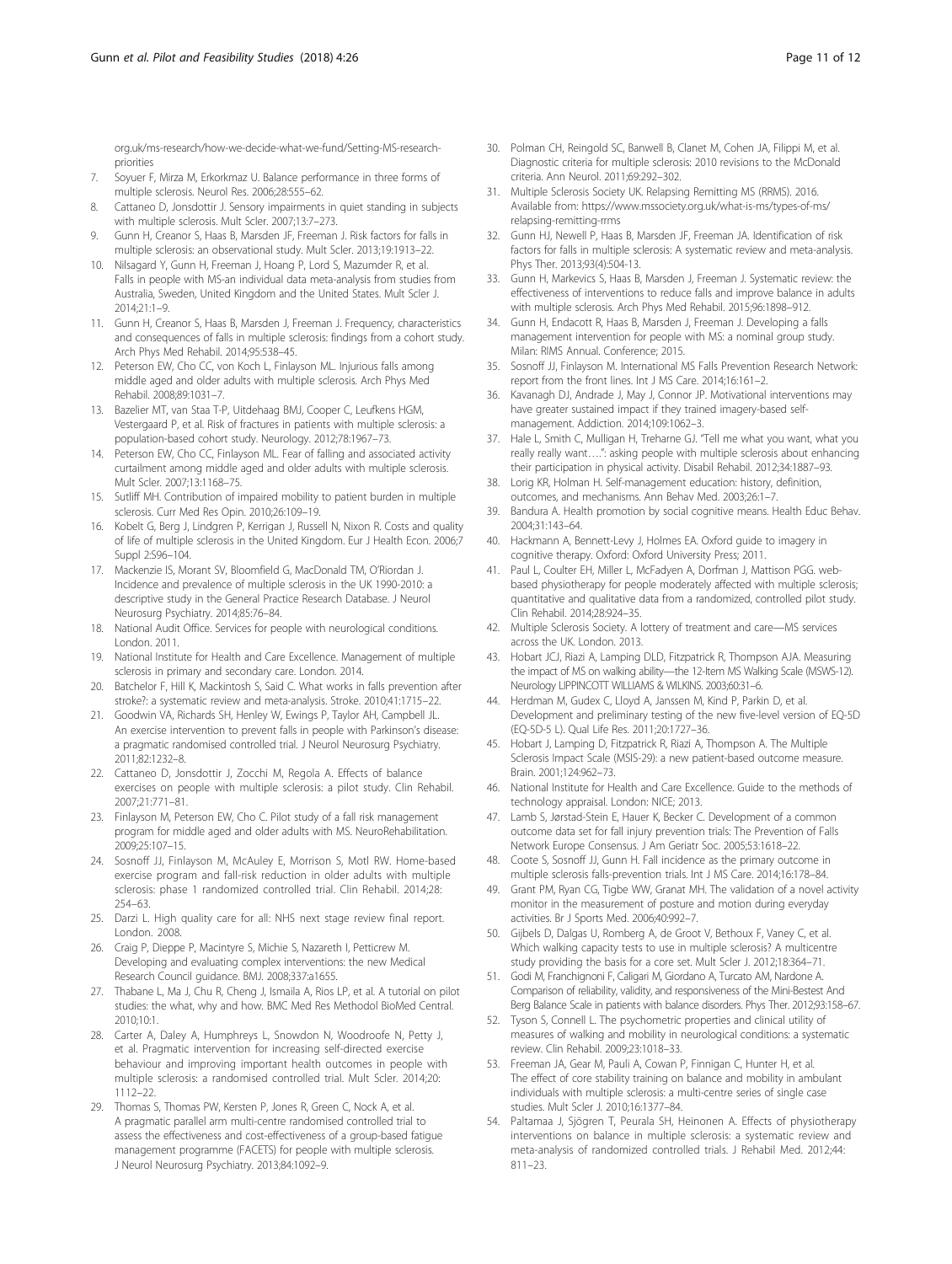org.uk/ms-research/how-we-decide-what-we-fund/Setting-MS-research-priorities

7. Soyuer F, Mirza M, Erkorkmaz U. Balance performance in three forms of multiple sclerosis. Neurol Res. 2006;28:555–62.
8. Cattaneo D, Jonsdottir J. Sensory impairments in quiet standing in subjects with multiple sclerosis. Mult Scler. 2007;13:7–273.
9. Gunn H, Creanor S, Haas B, Marsden JF, Freeman J. Risk factors for falls in multiple sclerosis: an observational study. Mult Scler. 2013;19:1913–22.
10. Nilsagard Y, Gunn H, Freeman J, Hoang P, Lord S, Mazumder R, et al. Falls in people with MS-an individual data meta-analysis from studies from Australia, Sweden, United Kingdom and the United States. Mult Scler J. 2014;21:1–9.
11. Gunn H, Creanor S, Haas B, Marsden J, Freeman J. Frequency, characteristics and consequences of falls in multiple sclerosis: findings from a cohort study. Arch Phys Med Rehabil. 2014;95:538–45.
12. Peterson EW, Cho CC, von Koch L, Finlayson ML. Injurious falls among middle aged and older adults with multiple sclerosis. Arch Phys Med Rehabil. 2008;89:1031–7.
13. Bazelier MT, van Staa T-P, Uitdehaag BMJ, Cooper C, Leufkens HGM, Vestergaard P, et al. Risk of fractures in patients with multiple sclerosis: a population-based cohort study. Neurology. 2012;78:1967–73.
14. Peterson EW, Cho CC, Finlayson ML. Fear of falling and associated activity curtailment among middle aged and older adults with multiple sclerosis. Mult Scler. 2007;13:1168–75.
15. Sutliff MH. Contribution of impaired mobility to patient burden in multiple sclerosis. Curr Med Res Opin. 2010;26:109–19.
16. Kobelt G, Berg J, Lindgren P, Kerrigan J, Russell N, Nixon R. Costs and quality of life of multiple sclerosis in the United Kingdom. Eur J Health Econ. 2006;7 Suppl 2:S96–104.
17. Mackenzie IS, Morant SV, Bloomfield G, MacDonald TM, O'Riordan J. Incidence and prevalence of multiple sclerosis in the UK 1990-2010: a descriptive study in the General Practice Research Database. J Neurol Neurosurg Psychiatry. 2014;85:76–84.
18. National Audit Office. Services for people with neurological conditions. London. 2011.
19. National Institute for Health and Care Excellence. Management of multiple sclerosis in primary and secondary care. London. 2014.
20. Batchelor F, Hill K, Mackintosh S, Said C. What works in falls prevention after stroke?: a systematic review and meta-analysis. Stroke. 2010;41:1715–22.
21. Goodwin VA, Richards SH, Henley W, Ewings P, Taylor AH, Campbell JL. An exercise intervention to prevent falls in people with Parkinson's disease: a pragmatic randomised controlled trial. J Neurol Neurosurg Psychiatry. 2011;82:1232–8.
22. Cattaneo D, Jonsdottir J, Zocchi M, Regola A. Effects of balance exercises on people with multiple sclerosis: a pilot study. Clin Rehabil. 2007;21:771–81.
23. Finlayson M, Peterson EW, Cho C. Pilot study of a fall risk management program for middle aged and older adults with MS. NeuroRehabilitation. 2009;25:107–15.
24. Sosnoff JJ, Finlayson M, McAuley E, Morrison S, Motl RW. Home-based exercise program and fall-risk reduction in older adults with multiple sclerosis: phase 1 randomized controlled trial. Clin Rehabil. 2014;28:254–63.
25. Darzi L. High quality care for all: NHS next stage review final report. London. 2008.
26. Craig P, Dieppe P, Macintyre S, Michie S, Nazareth I, Petticrew M. Developing and evaluating complex interventions: the new Medical Research Council guidance. BMJ. 2008;337:a1655.
27. Thabane L, Ma J, Chu R, Cheng J, Ismaila A, Rios LP, et al. A tutorial on pilot studies: the what, why and how. BMC Med Res Methodol BioMed Central. 2010;10:1.
28. Carter A, Daley A, Humphreys L, Snowdon N, Woodroofe N, Petty J, et al. Pragmatic intervention for increasing self-directed exercise behaviour and improving important health outcomes in people with multiple sclerosis: a randomised controlled trial. Mult Scler. 2014;20:1112–22.
29. Thomas S, Thomas PW, Kersten P, Jones R, Green C, Nock A, et al. A pragmatic parallel arm multi-centre randomised controlled trial to assess the effectiveness and cost-effectiveness of a group-based fatigue management programme (FACETS) for people with multiple sclerosis. J Neurol Neurosurg Psychiatry. 2013;84:1092–9.
30. Polman CH, Reingold SC, Banwell B, Clanet M, Cohen JA, Filippi M, et al. Diagnostic criteria for multiple sclerosis: 2010 revisions to the McDonald criteria. Ann Neurol. 2011;69:292–302.
31. Multiple Sclerosis Society UK. Relapsing Remitting MS (RRMS). 2016. Available from: https://www.mssociety.org.uk/what-is-ms/types-of-ms/relapsing-remitting-rrms
32. Gunn HJ, Newell P, Haas B, Marsden JF, Freeman JA. Identification of risk factors for falls in multiple sclerosis: A systematic review and meta-analysis. Phys Ther. 2013;93(4):504-13.
33. Gunn H, Markevics S, Haas B, Marsden J, Freeman J. Systematic review: the effectiveness of interventions to reduce falls and improve balance in adults with multiple sclerosis. Arch Phys Med Rehabil. 2015;96:1898–912.
34. Gunn H, Endacott R, Haas B, Marsden J, Freeman J. Developing a falls management intervention for people with MS: a nominal group study. Milan: RIMS Annual. Conference; 2015.
35. Sosnoff JJ, Finlayson M. International MS Falls Prevention Research Network: report from the front lines. Int J MS Care. 2014;16:161–2.
36. Kavanagh DJ, Andrade J, May J, Connor JP. Motivational interventions may have greater sustained impact if they trained imagery-based self-management. Addiction. 2014;109:1062–3.
37. Hale L, Smith C, Mulligan H, Treharne GJ. "Tell me what you want, what you really really want….": asking people with multiple sclerosis about enhancing their participation in physical activity. Disabil Rehabil. 2012;34:1887–93.
38. Lorig KR, Holman H. Self-management education: history, definition, outcomes, and mechanisms. Ann Behav Med. 2003;26:1–7.
39. Bandura A. Health promotion by social cognitive means. Health Educ Behav. 2004;31:143–64.
40. Hackmann A, Bennett-Levy J, Holmes EA. Oxford guide to imagery in cognitive therapy. Oxford: Oxford University Press; 2011.
41. Paul L, Coulter EH, Miller L, McFadyen A, Dorfman J, Mattison PGG. web-based physiotherapy for people moderately affected with multiple sclerosis; quantitative and qualitative data from a randomized, controlled pilot study. Clin Rehabil. 2014;28:924–35.
42. Multiple Sclerosis Society. A lottery of treatment and care—MS services across the UK. London. 2013.
43. Hobart JCJ, Riazi A, Lamping DLD, Fitzpatrick R, Thompson AJA. Measuring the impact of MS on walking ability—the 12-Item MS Walking Scale (MSWS-12). Neurology LIPPINCOTT WILLIAMS & WILKINS. 2003;60:31–6.
44. Herdman M, Gudex C, Lloyd A, Janssen M, Kind P, Parkin D, et al. Development and preliminary testing of the new five-level version of EQ-5D (EQ-5D-5 L). Qual Life Res. 2011;20:1727–36.
45. Hobart J, Lamping D, Fitzpatrick R, Riazi A, Thompson A. The Multiple Sclerosis Impact Scale (MSIS-29): a new patient-based outcome measure. Brain. 2001;124:962–73.
46. National Institute for Health and Care Excellence. Guide to the methods of technology appraisal. London: NICE; 2013.
47. Lamb S, Jørstad-Stein E, Hauer K, Becker C. Development of a common outcome data set for fall injury prevention trials: The Prevention of Falls Network Europe Consensus. J Am Geriatr Soc. 2005;53:1618–22.
48. Coote S, Sosnoff JJ, Gunn H. Fall incidence as the primary outcome in multiple sclerosis falls-prevention trials. Int J MS Care. 2014;16:178–84.
49. Grant PM, Ryan CG, Tigbe WW, Granat MH. The validation of a novel activity monitor in the measurement of posture and motion during everyday activities. Br J Sports Med. 2006;40:992–7.
50. Gijbels D, Dalgas U, Romberg A, de Groot V, Bethoux F, Vaney C, et al. Which walking capacity tests to use in multiple sclerosis? A multicentre study providing the basis for a core set. Mult Scler J. 2012;18:364–71.
51. Godi M, Franchignoni F, Caligari M, Giordano A, Turcato AM, Nardone A. Comparison of reliability, validity, and responsiveness of the Mini-Bestest And Berg Balance Scale in patients with balance disorders. Phys Ther. 2012;93:158–67.
52. Tyson S, Connell L. The psychometric properties and clinical utility of measures of walking and mobility in neurological conditions: a systematic review. Clin Rehabil. 2009;23:1018–33.
53. Freeman JA, Gear M, Pauli A, Cowan P, Finnigan C, Hunter H, et al. The effect of core stability training on balance and mobility in ambulant individuals with multiple sclerosis: a multi-centre series of single case studies. Mult Scler J. 2010;16:1377–84.
54. Paltamaa J, Sjögren T, Peurala SH, Heinonen A. Effects of physiotherapy interventions on balance in multiple sclerosis: a systematic review and meta-analysis of randomized controlled trials. J Rehabil Med. 2012;44:811–23.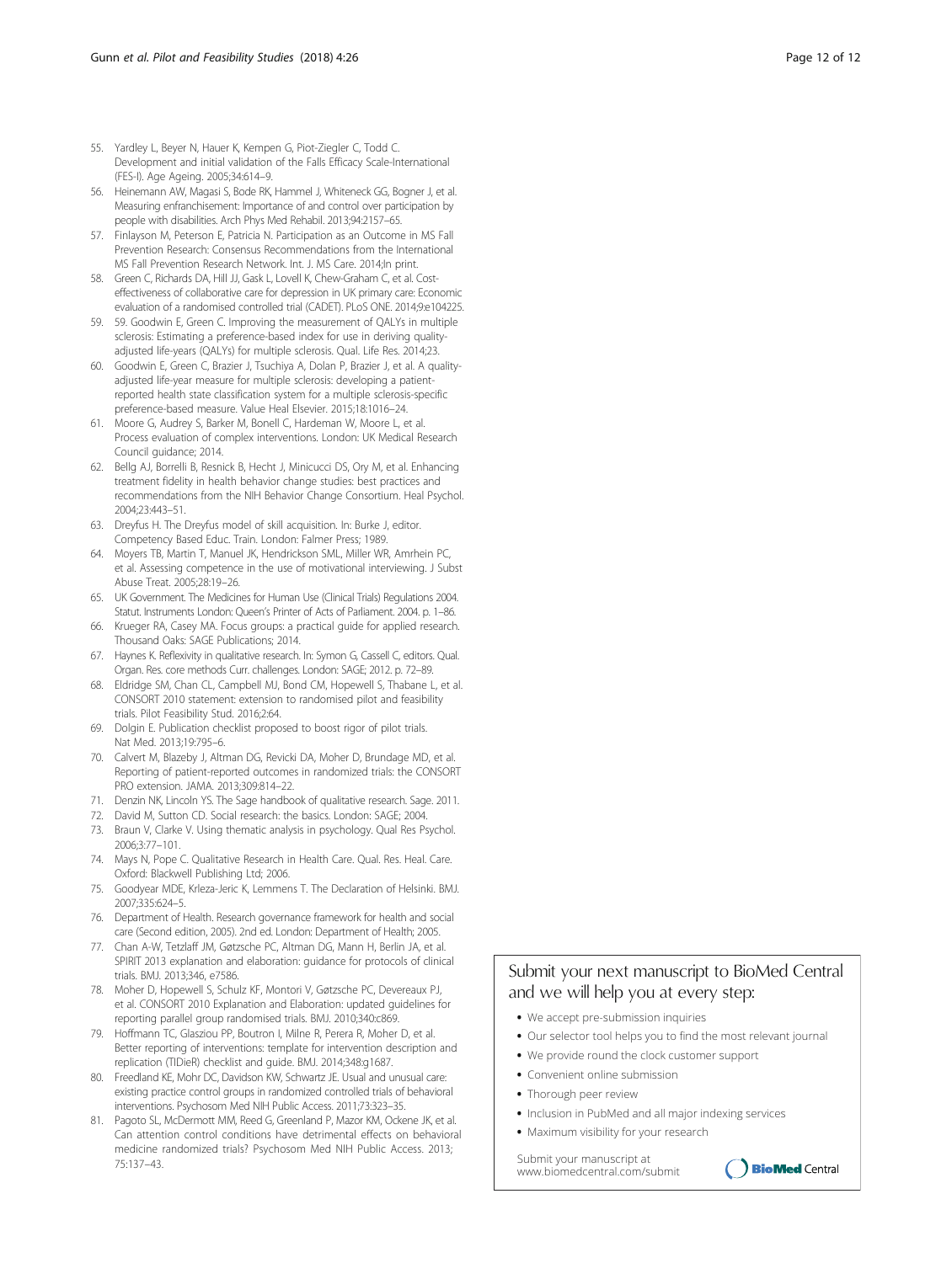55. Yardley L, Beyer N, Hauer K, Kempen G, Piot-Ziegler C, Todd C. Development and initial validation of the Falls Efficacy Scale-International (FES-I). Age Ageing. 2005;34:614–9.
56. Heinemann AW, Magasi S, Bode RK, Hammel J, Whiteneck GG, Bogner J, et al. Measuring enfranchisement: Importance of and control over participation by people with disabilities. Arch Phys Med Rehabil. 2013;94:2157–65.
57. Finlayson M, Peterson E, Patricia N. Participation as an Outcome in MS Fall Prevention Research: Consensus Recommendations from the International MS Fall Prevention Research Network. Int. J. MS Care. 2014;In print.
58. Green C, Richards DA, Hill JJ, Gask L, Lovell K, Chew-Graham C, et al. Cost-effectiveness of collaborative care for depression in UK primary care: Economic evaluation of a randomised controlled trial (CADET). PLoS ONE. 2014;9:e104225.
59. 59. Goodwin E, Green C. Improving the measurement of QALYs in multiple sclerosis: Estimating a preference-based index for use in deriving quality-adjusted life-years (QALYs) for multiple sclerosis. Qual. Life Res. 2014;23.
60. Goodwin E, Green C, Brazier J, Tsuchiya A, Dolan P, Brazier J, et al. A quality-adjusted life-year measure for multiple sclerosis: developing a patient-reported health state classification system for a multiple sclerosis-specific preference-based measure. Value Heal Elsevier. 2015;18:1016–24.
61. Moore G, Audrey S, Barker M, Bonell C, Hardeman W, Moore L, et al. Process evaluation of complex interventions. London: UK Medical Research Council guidance; 2014.
62. Bellg AJ, Borrelli B, Resnick B, Hecht J, Minicucci DS, Ory M, et al. Enhancing treatment fidelity in health behavior change studies: best practices and recommendations from the NIH Behavior Change Consortium. Heal Psychol. 2004;23:443–51.
63. Dreyfus H. The Dreyfus model of skill acquisition. In: Burke J, editor. Competency Based Educ. Train. London: Falmer Press; 1989.
64. Moyers TB, Martin T, Manuel JK, Hendrickson SML, Miller WR, Amrhein PC, et al. Assessing competence in the use of motivational interviewing. J Subst Abuse Treat. 2005;28:19–26.
65. UK Government. The Medicines for Human Use (Clinical Trials) Regulations 2004. Statut. Instruments London: Queen's Printer of Acts of Parliament. 2004. p. 1–86.
66. Krueger RA, Casey MA. Focus groups: a practical guide for applied research. Thousand Oaks: SAGE Publications; 2014.
67. Haynes K. Reflexivity in qualitative research. In: Symon G, Cassell C, editors. Qual. Organ. Res. core methods Curr. challenges. London: SAGE; 2012. p. 72–89.
68. Eldridge SM, Chan CL, Campbell MJ, Bond CM, Hopewell S, Thabane L, et al. CONSORT 2010 statement: extension to randomised pilot and feasibility trials. Pilot Feasibility Stud. 2016;2:64.
69. Dolgin E. Publication checklist proposed to boost rigor of pilot trials. Nat Med. 2013;19:795–6.
70. Calvert M, Blazeby J, Altman DG, Revicki DA, Moher D, Brundage MD, et al. Reporting of patient-reported outcomes in randomized trials: the CONSORT PRO extension. JAMA. 2013;309:814–22.
71. Denzin NK, Lincoln YS. The Sage handbook of qualitative research. Sage. 2011.
72. David M, Sutton CD. Social research: the basics. London: SAGE; 2004.
73. Braun V, Clarke V. Using thematic analysis in psychology. Qual Res Psychol. 2006;3:77–101.
74. Mays N, Pope C. Qualitative Research in Health Care. Qual. Res. Heal. Care. Oxford: Blackwell Publishing Ltd; 2006.
75. Goodyear MDE, Krleza-Jeric K, Lemmens T. The Declaration of Helsinki. BMJ. 2007;335:624–5.
76. Department of Health. Research governance framework for health and social care (Second edition, 2005). 2nd ed. London: Department of Health; 2005.
77. Chan A-W, Tetzlaff JM, Gøtzsche PC, Altman DG, Mann H, Berlin JA, et al. SPIRIT 2013 explanation and elaboration: guidance for protocols of clinical trials. BMJ. 2013;346, e7586.
78. Moher D, Hopewell S, Schulz KF, Montori V, Gøtzsche PC, Devereaux PJ, et al. CONSORT 2010 Explanation and Elaboration: updated guidelines for reporting parallel group randomised trials. BMJ. 2010;340:c869.
79. Hoffmann TC, Glasziou PP, Boutron I, Milne R, Perera R, Moher D, et al. Better reporting of interventions: template for intervention description and replication (TIDieR) checklist and guide. BMJ. 2014;348:g1687.
80. Freedland KE, Mohr DC, Davidson KW, Schwartz JE. Usual and unusual care: existing practice control groups in randomized controlled trials of behavioral interventions. Psychosom Med NIH Public Access. 2011;73:323–35.
81. Pagoto SL, McDermott MM, Reed G, Greenland P, Mazor KM, Ockene JK, et al. Can attention control conditions have detrimental effects on behavioral medicine randomized trials? Psychosom Med NIH Public Access. 2013; 75:137–43.

Submit your next manuscript to BioMed Central and we will help you at every step:

- We accept pre-submission inquiries
- Our selector tool helps you to find the most relevant journal
- We provide round the clock customer support
- Convenient online submission
- Thorough peer review
- Inclusion in PubMed and all major indexing services
- Maximum visibility for your research

Submit your manuscript at
www.biomedcentral.com/submit

BioMed Central